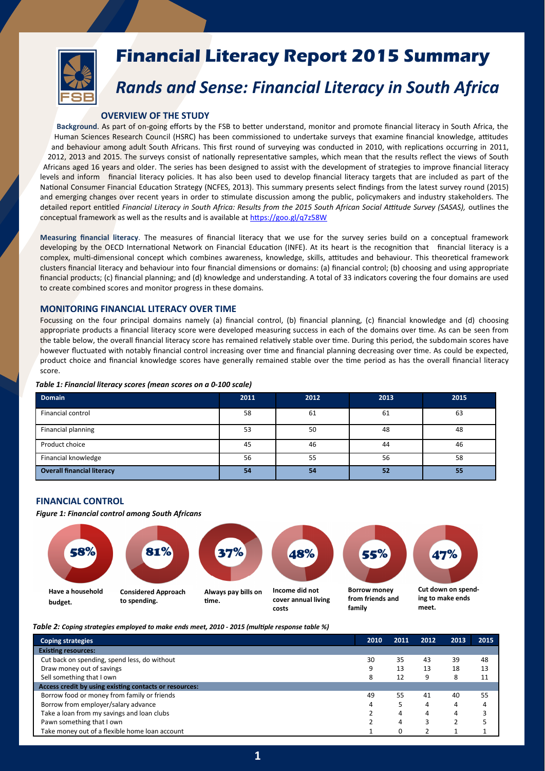# Financial Literacy Report 2015 Summary

## *Rands and Sense: Financial Literacy in South Africa*

### OVERVIEW OF THE STUDY

**Background**. As part of on-going efforts by the FSB to better understand, monitor and promote financial literacy in South Africa, the Human Sciences Research Council (HSRC) has been commissioned to undertake surveys that examine financial knowledge, attitudes and behaviour among adult South Africans. This first round of surveying was conducted in 2010, with replications occurring in 2011, 2012, 2013 and 2015. The surveys consist of nationally representative samples, which mean that the results reflect the views of South Africans aged 16 years and older. The series has been designed to assist with the development of strategies to improve financial literacy levels and inform financial literacy policies. It has also been used to develop financial literacy targets that are included as part of the National Consumer Financial Education Strategy (NCFES, 2013). This summary presents select findings from the latest survey round (2015) and emerging changes over recent years in order to stimulate discussion among the public, policymakers and industry stakeholders. The detailed report entitled *Financial Literacy in South Africa: Results from the 2015 South African Social Attitude Survey (SASAS),* outlines the conceptual framework as well as the results and is available at https://goo.gl/q7z58W

**Measuring financial literacy**. The measures of financial literacy that we use for the survey series build on a conceptual framework developing by the OECD International Network on Financial Education (INFE). At its heart is the recognition that financial literacy is a complex, multi-dimensional concept which combines awareness, knowledge, skills, attitudes and behaviour. This theoretical framework clusters financial literacy and behaviour into four financial dimensions or domains: (a) financial control; (b) choosing and using appropriate financial products; (c) financial planning; and (d) knowledge and understanding. A total of 33 indicators covering the four domains are used to create combined scores and monitor progress in these domains.

### MONITORING FINANCIAL LITERACY OVER TIME

Focussing on the four principal domains namely (a) financial control, (b) financial planning, (c) financial knowledge and (d) choosing appropriate products a financial literacy score were developed measuring success in each of the domains over time. As can be seen from the table below, the overall financial literacy score has remained relatively stable over time. During this period, the subdomain scores have however fluctuated with notably financial control increasing over time and financial planning decreasing over time. As could be expected, product choice and financial knowledge scores have generally remained stable over the time period as has the overall financial literacy score.

*Table 1: Financial literacy scores (mean scores on a 0-100 scale)*

| Domain | 2011 | 2012 | 2013 | 2015 |
|---|---|---|---|---|
| Financial control | 58 | 61 | 61 | 63 |
| Financial planning | 53 | 50 | 48 | 48 |
| Product choice | 45 | 46 | 44 | 46 |
| Financial knowledge | 56 | 55 | 56 | 58 |
| **Overall financial literacy** | **54** | **54** | **52** | **55** |

### FINANCIAL CONTROL

*Figure 1: Financial control among South Africans*

- 58% — Have a household budget.
- 81% — Considered Approach to spending.
- 37% — Always pay bills on time.
- 48% — Income did not cover annual living costs
- 55% — Borrow money from friends and family
- 47% — Cut down on spending to make ends meet.

*Table 2: Coping strategies employed to make ends meet, 2010 - 2015 (multiple response table %)*

| Coping strategies | 2010 | 2011 | 2012 | 2013 | 2015 |
|---|---|---|---|---|---|
| **Existing resources:** | | | | | |
| Cut back on spending, spend less, do without | 30 | 35 | 43 | 39 | 48 |
| Draw money out of savings | 9 | 13 | 13 | 18 | 13 |
| Sell something that I own | 8 | 12 | 9 | 8 | 11 |
| **Access credit by using existing contacts or resources:** | | | | | |
| Borrow food or money from family or friends | 49 | 55 | 41 | 40 | 55 |
| Borrow from employer/salary advance | 4 | 5 | 4 | 4 | 4 |
| Take a loan from my savings and loan clubs | 2 | 4 | 4 | 4 | 3 |
| Pawn something that I own | 2 | 4 | 3 | 2 | 5 |
| Take money out of a flexible home loan account | 1 | 0 | 2 | 1 | 1 |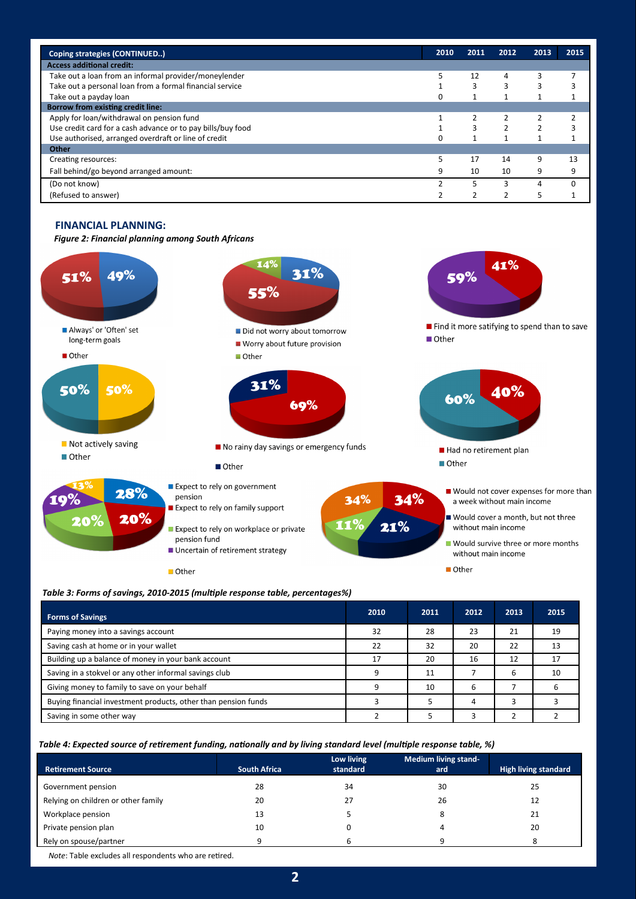| Coping strategies (CONTINUED..) | 2010 | 2011 | 2012 | 2013 | 2015 |
|---|---|---|---|---|---|
| **Access additional credit:** | | | | | |
| Take out a loan from an informal provider/moneylender | 5 | 12 | 4 | 3 | 7 |
| Take out a personal loan from a formal financial service | 1 | 3 | 3 | 3 | 3 |
| Take out a payday loan | 0 | 1 | 1 | 1 | 1 |
| **Borrow from existing credit line:** | | | | | |
| Apply for loan/withdrawal on pension fund | 1 | 2 | 2 | 2 | 2 |
| Use credit card for a cash advance or to pay bills/buy food | 1 | 3 | 2 | 2 | 3 |
| Use authorised, arranged overdraft or line of credit | 0 | 1 | 1 | 1 | 1 |
| **Other** | | | | | |
| Creating resources: | 5 | 17 | 14 | 9 | 13 |
| Fall behind/go beyond arranged amount: | 9 | 10 | 10 | 9 | 9 |
| (Do not know) | 2 | 5 | 3 | 4 | 0 |
| (Refused to answer) | 2 | 2 | 2 | 5 | 1 |

## FINANCIAL PLANNING:

*Figure 2: Financial planning among South Africans*

- 'Always' or 'Often' set long-term goals: 49%; Other: 51%
- Did not worry about tomorrow: 31%; Worry about future provision: 55%; Other: 14%
- Find it more satifying to spend than to save: 41%; Other: 59%
- Not actively saving: 50%; Other: 50%
- No rainy day savings or emergency funds: 69%; Other: 31%
- Had no retirement plan: 40%; Other: 60%
- Expect to rely on government pension: 28%; Expect to rely on family support: 20%; Expect to rely on workplace or private pension fund: 20%; Uncertain of retirement strategy: 19%; Other: 13%
- Would not cover expenses for more than a week without main income: 34%; Would cover a month, but not three without main income: 21%; Would survive three or more months without main income: 11%; Other: 34%

*Table 3: Forms of savings, 2010-2015 (multiple response table, percentages%)*

| Forms of Savings | 2010 | 2011 | 2012 | 2013 | 2015 |
|---|---|---|---|---|---|
| Paying money into a savings account | 32 | 28 | 23 | 21 | 19 |
| Saving cash at home or in your wallet | 22 | 32 | 20 | 22 | 13 |
| Building up a balance of money in your bank account | 17 | 20 | 16 | 12 | 17 |
| Saving in a stokvel or any other informal savings club | 9 | 11 | 7 | 6 | 10 |
| Giving money to family to save on your behalf | 9 | 10 | 6 | 7 | 6 |
| Buying financial investment products, other than pension funds | 3 | 5 | 4 | 3 | 3 |
| Saving in some other way | 2 | 5 | 3 | 2 | 2 |

*Table 4: Expected source of retirement funding, nationally and by living standard level (multiple response table, %)*

| Retirement Source | South Africa | Low living standard | Medium living standard | High living standard |
|---|---|---|---|---|
| Government pension | 28 | 34 | 30 | 25 |
| Relying on children or other family | 20 | 27 | 26 | 12 |
| Workplace pension | 13 | 5 | 8 | 21 |
| Private pension plan | 10 | 0 | 4 | 20 |
| Rely on spouse/partner | 9 | 6 | 9 | 8 |

*Note*: Table excludes all respondents who are retired.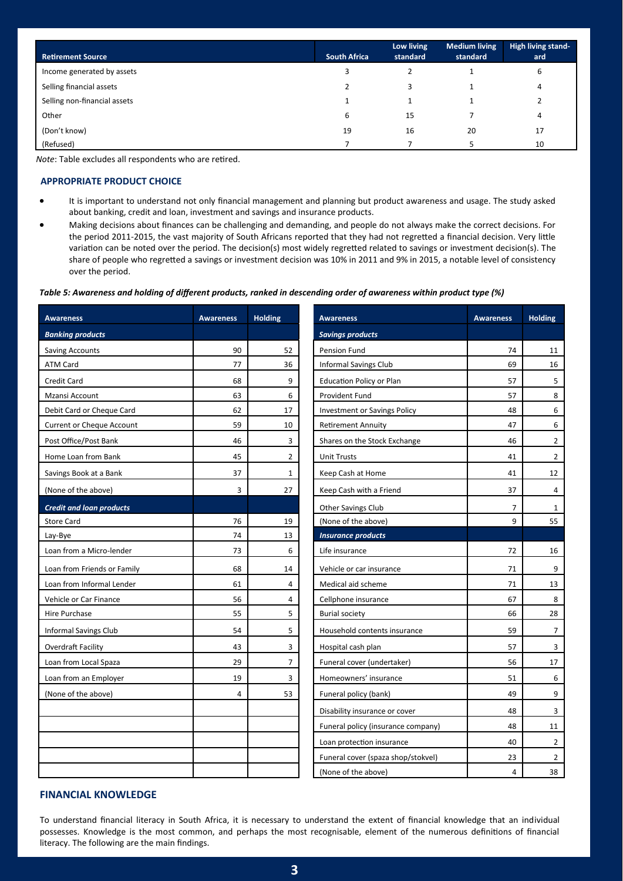| Retirement Source | South Africa | Low living standard | Medium living standard | High living standard |
|---|---|---|---|---|
| Income generated by assets | 3 | 2 | 1 | 6 |
| Selling financial assets | 2 | 3 | 1 | 4 |
| Selling non-financial assets | 1 | 1 | 1 | 2 |
| Other | 6 | 15 | 7 | 4 |
| (Don't know) | 19 | 16 | 20 | 17 |
| (Refused) | 7 | 7 | 5 | 10 |

*Note*: Table excludes all respondents who are retired.

### APPROPRIATE PRODUCT CHOICE

- It is important to understand not only financial management and planning but product awareness and usage. The study asked about banking, credit and loan, investment and savings and insurance products.
- Making decisions about finances can be challenging and demanding, and people do not always make the correct decisions. For the period 2011-2015, the vast majority of South Africans reported that they had not regretted a financial decision. Very little variation can be noted over the period. The decision(s) most widely regretted related to savings or investment decision(s). The share of people who regretted a savings or investment decision was 10% in 2011 and 9% in 2015, a notable level of consistency over the period.

***Table 5: Awareness and holding of different products, ranked in descending order of awareness within product type (%)***

| Awareness | Awareness | Holding |
|---|---|---|
| ***Banking products*** | | |
| Saving Accounts | 90 | 52 |
| ATM Card | 77 | 36 |
| Credit Card | 68 | 9 |
| Mzansi Account | 63 | 6 |
| Debit Card or Cheque Card | 62 | 17 |
| Current or Cheque Account | 59 | 10 |
| Post Office/Post Bank | 46 | 3 |
| Home Loan from Bank | 45 | 2 |
| Savings Book at a Bank | 37 | 1 |
| (None of the above) | 3 | 27 |
| ***Credit and loan products*** | | |
| Store Card | 76 | 19 |
| Lay-Bye | 74 | 13 |
| Loan from a Micro-lender | 73 | 6 |
| Loan from Friends or Family | 68 | 14 |
| Loan from Informal Lender | 61 | 4 |
| Vehicle or Car Finance | 56 | 4 |
| Hire Purchase | 55 | 5 |
| Informal Savings Club | 54 | 5 |
| Overdraft Facility | 43 | 3 |
| Loan from Local Spaza | 29 | 7 |
| Loan from an Employer | 19 | 3 |
| (None of the above) | 4 | 53 |

| Awareness | Awareness | Holding |
|---|---|---|
| ***Savings products*** | | |
| Pension Fund | 74 | 11 |
| Informal Savings Club | 69 | 16 |
| Education Policy or Plan | 57 | 5 |
| Provident Fund | 57 | 8 |
| Investment or Savings Policy | 48 | 6 |
| Retirement Annuity | 47 | 6 |
| Shares on the Stock Exchange | 46 | 2 |
| Unit Trusts | 41 | 2 |
| Keep Cash at Home | 41 | 12 |
| Keep Cash with a Friend | 37 | 4 |
| Other Savings Club | 7 | 1 |
| (None of the above) | 9 | 55 |
| ***Insurance products*** | | |
| Life insurance | 72 | 16 |
| Vehicle or car insurance | 71 | 9 |
| Medical aid scheme | 71 | 13 |
| Cellphone insurance | 67 | 8 |
| Burial society | 66 | 28 |
| Household contents insurance | 59 | 7 |
| Hospital cash plan | 57 | 3 |
| Funeral cover (undertaker) | 56 | 17 |
| Homeowners' insurance | 51 | 6 |
| Funeral policy (bank) | 49 | 9 |
| Disability insurance or cover | 48 | 3 |
| Funeral policy (insurance company) | 48 | 11 |
| Loan protection insurance | 40 | 2 |
| Funeral cover (spaza shop/stokvel) | 23 | 2 |
| (None of the above) | 4 | 38 |

### FINANCIAL KNOWLEDGE

To understand financial literacy in South Africa, it is necessary to understand the extent of financial knowledge that an individual possesses. Knowledge is the most common, and perhaps the most recognisable, element of the numerous definitions of financial literacy. The following are the main findings.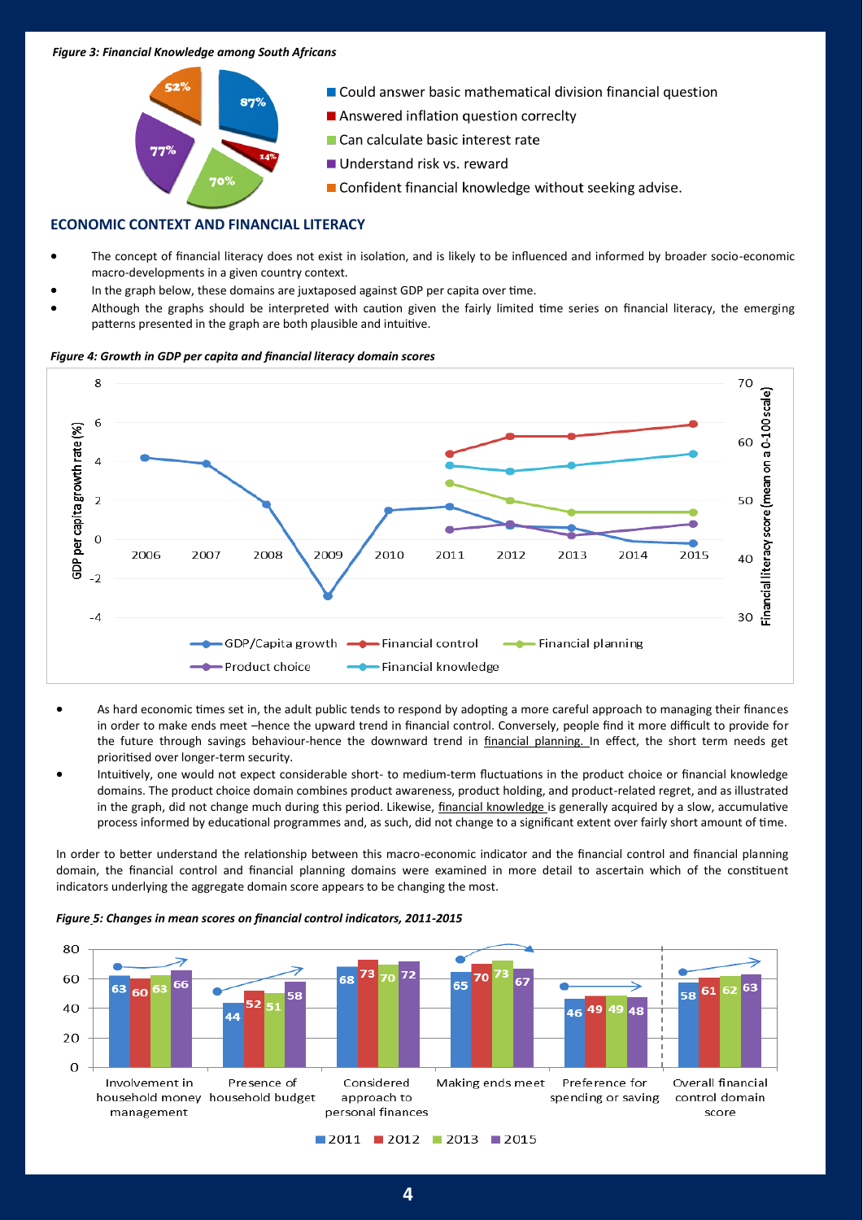*Figure 3: Financial Knowledge among South Africans*

- Could answer basic mathematical division financial question: 87%
- Answered inflation question correclty: 14%
- Can calculate basic interest rate: 70%
- Understand risk vs. reward: 77%
- Confident financial knowledge without seeking advise.: 52%

## ECONOMIC CONTEXT AND FINANCIAL LITERACY

- The concept of financial literacy does not exist in isolation, and is likely to be influenced and informed by broader socio-economic macro-developments in a given country context.
- In the graph below, these domains are juxtaposed against GDP per capita over time.
- Although the graphs should be interpreted with caution given the fairly limited time series on financial literacy, the emerging patterns presented in the graph are both plausible and intuitive.

*Figure 4: Growth in GDP per capita and financial literacy domain scores*

- As hard economic times set in, the adult public tends to respond by adopting a more careful approach to managing their finances in order to make ends meet –hence the upward trend in financial control. Conversely, people find it more difficult to provide for the future through savings behaviour-hence the downward trend in financial planning. In effect, the short term needs get prioritised over longer-term security.
- Intuitively, one would not expect considerable short- to medium-term fluctuations in the product choice or financial knowledge domains. The product choice domain combines product awareness, product holding, and product-related regret, and as illustrated in the graph, did not change much during this period. Likewise, financial knowledge is generally acquired by a slow, accumulative process informed by educational programmes and, as such, did not change to a significant extent over fairly short amount of time.

In order to better understand the relationship between this macro-economic indicator and the financial control and financial planning domain, the financial control and financial planning domains were examined in more detail to ascertain which of the constituent indicators underlying the aggregate domain score appears to be changing the most.

*Figure 5: Changes in mean scores on financial control indicators, 2011-2015*

| Indicator | 2011 | 2012 | 2013 | 2015 |
|---|---|---|---|---|
| Involvement in household money management | 63 | 60 | 63 | 66 |
| Presence of household budget | 44 | 52 | 51 | 58 |
| Considered approach to personal finances | 68 | 73 | 70 | 72 |
| Making ends meet | 65 | 70 | 73 | 67 |
| Preference for spending or saving | 46 | 49 | 49 | 48 |
| Overall financial control domain score | 58 | 61 | 62 | 63 |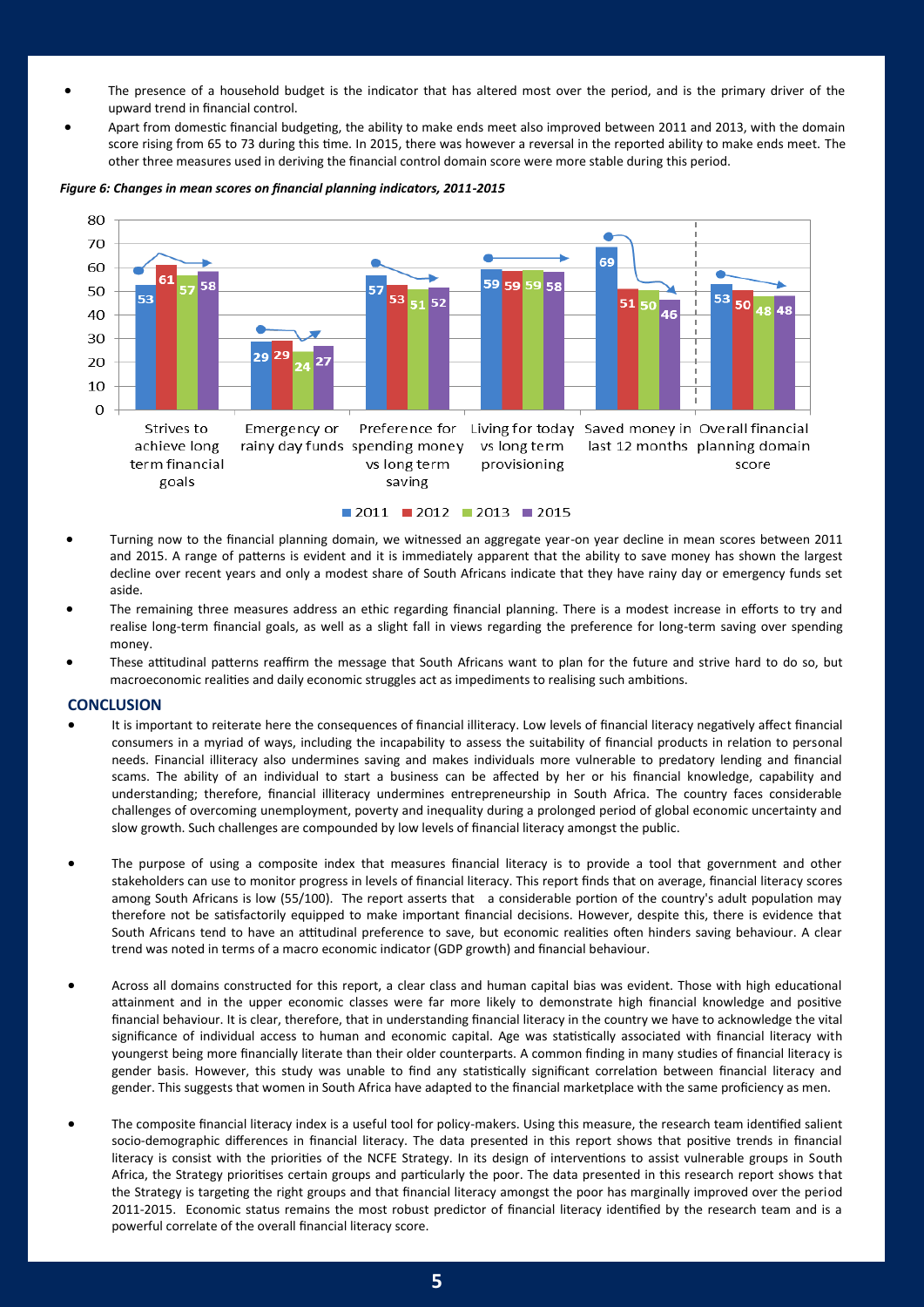- The presence of a household budget is the indicator that has altered most over the period, and is the primary driver of the upward trend in financial control.
- Apart from domestic financial budgeting, the ability to make ends meet also improved between 2011 and 2013, with the domain score rising from 65 to 73 during this time. In 2015, there was however a reversal in the reported ability to make ends meet. The other three measures used in deriving the financial control domain score were more stable during this period.

*Figure 6: Changes in mean scores on financial planning indicators, 2011-2015*

| | 2011 | 2012 | 2013 | 2015 |
|---|---|---|---|---|
| Strives to achieve long term financial goals | 53 | 61 | 57 | 58 |
| Emergency or rainy day funds | 29 | 29 | 24 | 27 |
| Preference for spending money vs long term saving | 57 | 53 | 51 | 52 |
| Living for today vs long term provisioning | 59 | 59 | 59 | 58 |
| Saved money in last 12 months | 69 | 51 | 50 | 46 |
| Overall financial planning domain score | 53 | 50 | 48 | 48 |

- Turning now to the financial planning domain, we witnessed an aggregate year-on year decline in mean scores between 2011 and 2015. A range of patterns is evident and it is immediately apparent that the ability to save money has shown the largest decline over recent years and only a modest share of South Africans indicate that they have rainy day or emergency funds set aside.
- The remaining three measures address an ethic regarding financial planning. There is a modest increase in efforts to try and realise long-term financial goals, as well as a slight fall in views regarding the preference for long-term saving over spending money.
- These attitudinal patterns reaffirm the message that South Africans want to plan for the future and strive hard to do so, but macroeconomic realities and daily economic struggles act as impediments to realising such ambitions.

## CONCLUSION

- It is important to reiterate here the consequences of financial illiteracy. Low levels of financial literacy negatively affect financial consumers in a myriad of ways, including the incapability to assess the suitability of financial products in relation to personal needs. Financial illiteracy also undermines saving and makes individuals more vulnerable to predatory lending and financial scams. The ability of an individual to start a business can be affected by her or his financial knowledge, capability and understanding; therefore, financial illiteracy undermines entrepreneurship in South Africa. The country faces considerable challenges of overcoming unemployment, poverty and inequality during a prolonged period of global economic uncertainty and slow growth. Such challenges are compounded by low levels of financial literacy amongst the public.

- The purpose of using a composite index that measures financial literacy is to provide a tool that government and other stakeholders can use to monitor progress in levels of financial literacy. This report finds that on average, financial literacy scores among South Africans is low (55/100). The report asserts that a considerable portion of the country's adult population may therefore not be satisfactorily equipped to make important financial decisions. However, despite this, there is evidence that South Africans tend to have an attitudinal preference to save, but economic realities often hinders saving behaviour. A clear trend was noted in terms of a macro economic indicator (GDP growth) and financial behaviour.

- Across all domains constructed for this report, a clear class and human capital bias was evident. Those with high educational attainment and in the upper economic classes were far more likely to demonstrate high financial knowledge and positive financial behaviour. It is clear, therefore, that in understanding financial literacy in the country we have to acknowledge the vital significance of individual access to human and economic capital. Age was statistically associated with financial literacy with youngerst being more financially literate than their older counterparts. A common finding in many studies of financial literacy is gender basis. However, this study was unable to find any statistically significant correlation between financial literacy and gender. This suggests that women in South Africa have adapted to the financial marketplace with the same proficiency as men.

- The composite financial literacy index is a useful tool for policy-makers. Using this measure, the research team identified salient socio-demographic differences in financial literacy. The data presented in this report shows that positive trends in financial literacy is consist with the priorities of the NCFE Strategy. In its design of interventions to assist vulnerable groups in South Africa, the Strategy prioritises certain groups and particularly the poor. The data presented in this research report shows that the Strategy is targeting the right groups and that financial literacy amongst the poor has marginally improved over the period 2011-2015. Economic status remains the most robust predictor of financial literacy identified by the research team and is a powerful correlate of the overall financial literacy score.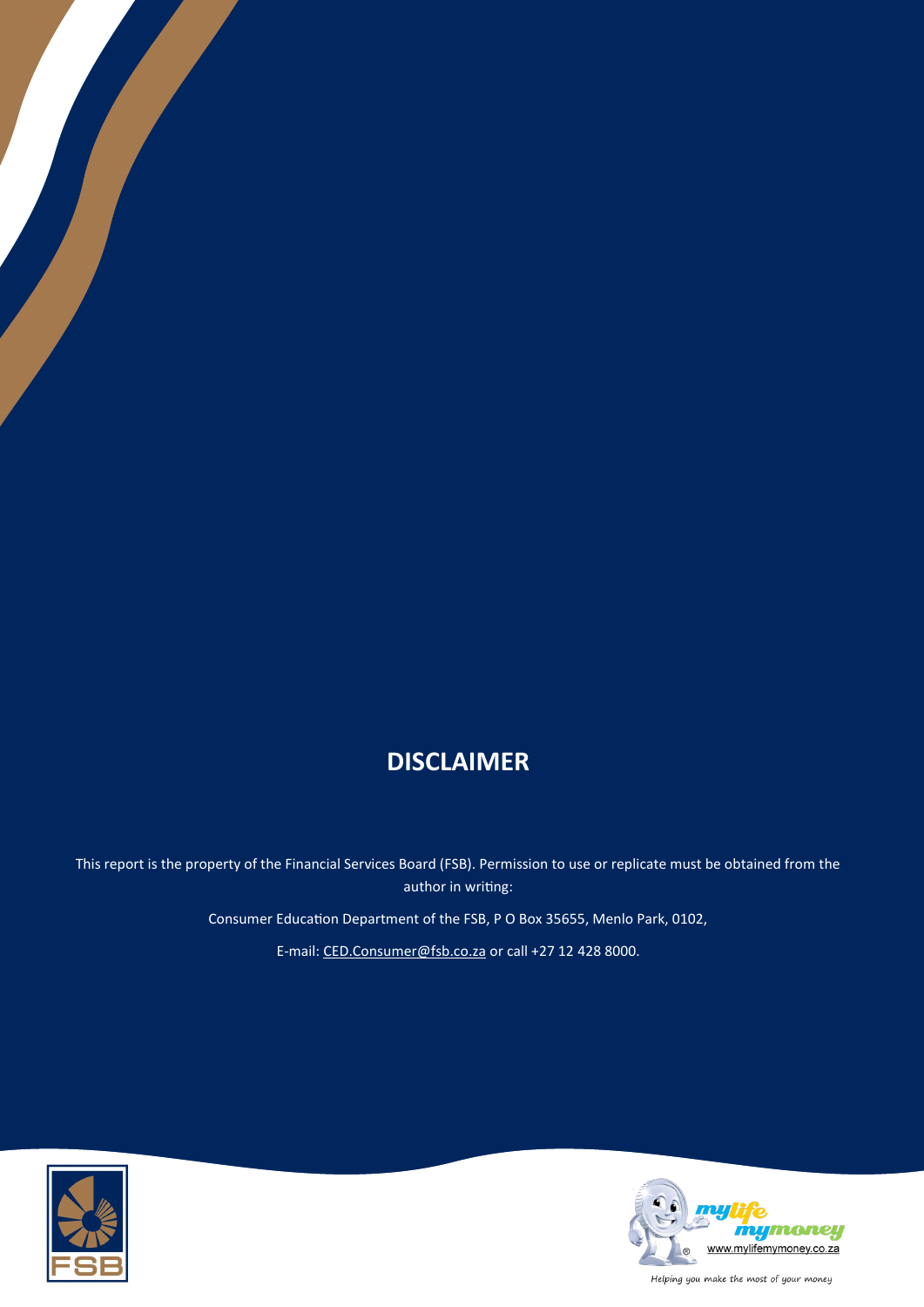## DISCLAIMER

This report is the property of the Financial Services Board (FSB). Permission to use or replicate must be obtained from the author in writing:

Consumer Education Department of the FSB, P O Box 35655, Menlo Park, 0102,

E-mail: CED.Consumer@fsb.co.za or call +27 12 428 8000.

FSB

mylife mymoney

www.mylifemymoney.co.za

Helping you make the most of your money